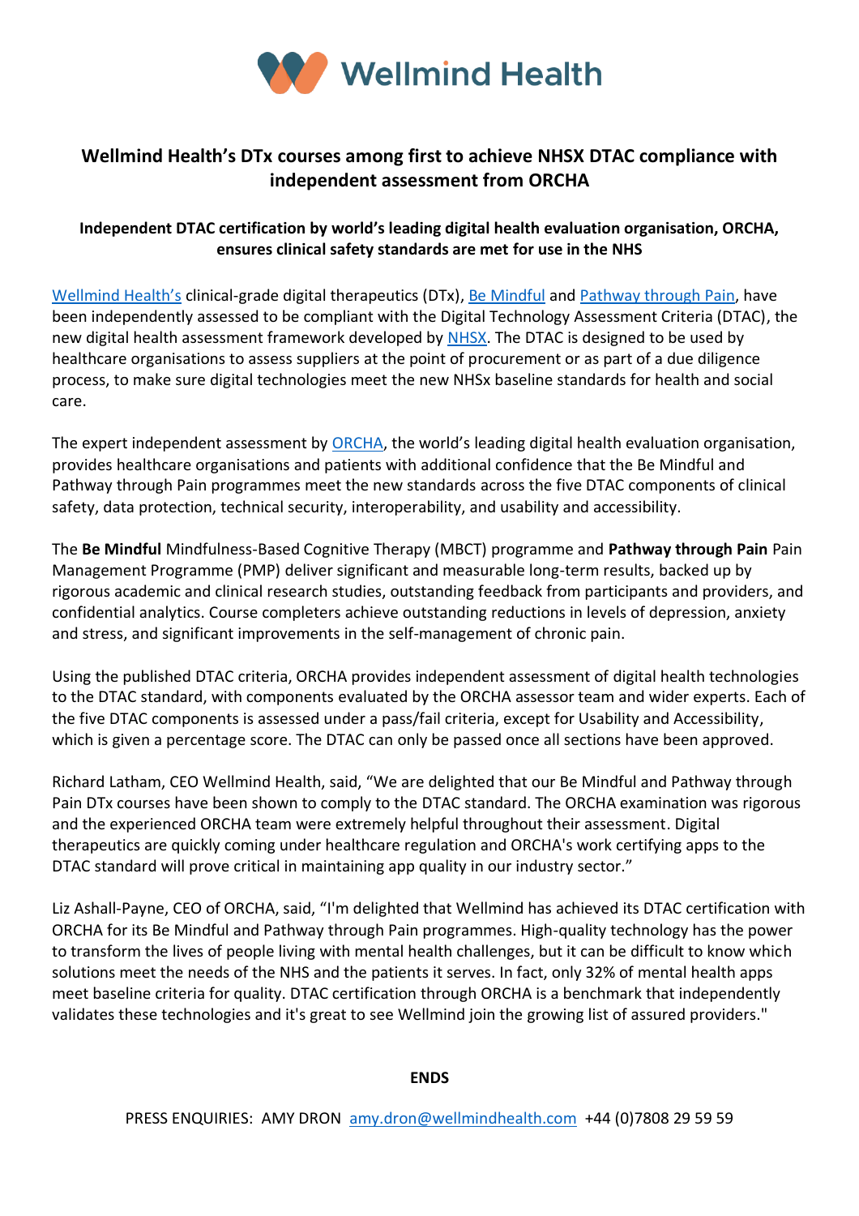Wellmind Health

# Wellmind Health's DTx courses among first to achieve NHSX DTAC compliance with independent assessment from ORCHA

## Independent DTAC certification by world's leading digital health evaluation organisation, ORCHA, ensures clinical safety standards are met for use in the NHS

Wellmind Health's clinical-grade digital therapeutics (DTx), Be Mindful and Pathway through Pain, have been independently assessed to be compliant with the Digital Technology Assessment Criteria (DTAC), the new digital health assessment framework developed by NHSX. The DTAC is designed to be used by healthcare organisations to assess suppliers at the point of procurement or as part of a due diligence process, to make sure digital technologies meet the new NHSx baseline standards for health and social care.

The expert independent assessment by ORCHA, the world's leading digital health evaluation organisation, provides healthcare organisations and patients with additional confidence that the Be Mindful and Pathway through Pain programmes meet the new standards across the five DTAC components of clinical safety, data protection, technical security, interoperability, and usability and accessibility.

The **Be Mindful** Mindfulness-Based Cognitive Therapy (MBCT) programme and **Pathway through Pain** Pain Management Programme (PMP) deliver significant and measurable long-term results, backed up by rigorous academic and clinical research studies, outstanding feedback from participants and providers, and confidential analytics. Course completers achieve outstanding reductions in levels of depression, anxiety and stress, and significant improvements in the self-management of chronic pain.

Using the published DTAC criteria, ORCHA provides independent assessment of digital health technologies to the DTAC standard, with components evaluated by the ORCHA assessor team and wider experts. Each of the five DTAC components is assessed under a pass/fail criteria, except for Usability and Accessibility, which is given a percentage score. The DTAC can only be passed once all sections have been approved.

Richard Latham, CEO Wellmind Health, said, "We are delighted that our Be Mindful and Pathway through Pain DTx courses have been shown to comply to the DTAC standard. The ORCHA examination was rigorous and the experienced ORCHA team were extremely helpful throughout their assessment. Digital therapeutics are quickly coming under healthcare regulation and ORCHA's work certifying apps to the DTAC standard will prove critical in maintaining app quality in our industry sector."

Liz Ashall-Payne, CEO of ORCHA, said, "I'm delighted that Wellmind has achieved its DTAC certification with ORCHA for its Be Mindful and Pathway through Pain programmes. High-quality technology has the power to transform the lives of people living with mental health challenges, but it can be difficult to know which solutions meet the needs of the NHS and the patients it serves. In fact, only 32% of mental health apps meet baseline criteria for quality. DTAC certification through ORCHA is a benchmark that independently validates these technologies and it's great to see Wellmind join the growing list of assured providers."

**ENDS**

PRESS ENQUIRIES: AMY DRON amy.dron@wellmindhealth.com +44 (0)7808 29 59 59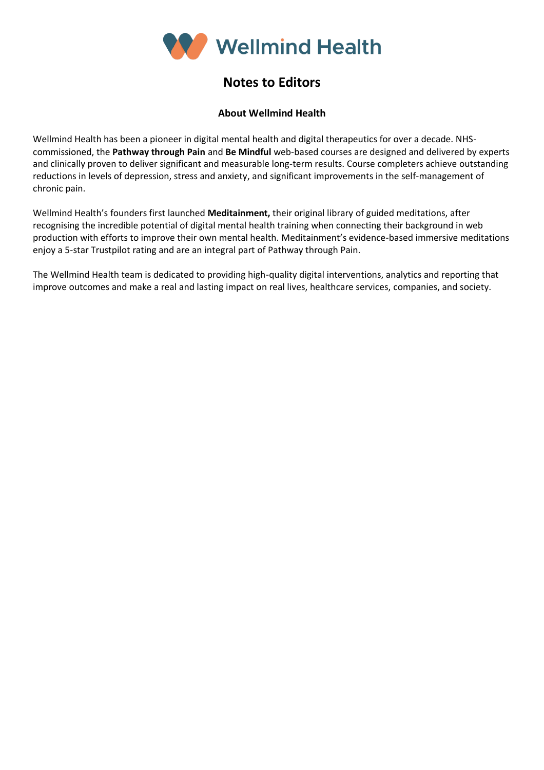Wellmind Health

# Notes to Editors

## About Wellmind Health

Wellmind Health has been a pioneer in digital mental health and digital therapeutics for over a decade. NHS-commissioned, the **Pathway through Pain** and **Be Mindful** web-based courses are designed and delivered by experts and clinically proven to deliver significant and measurable long-term results. Course completers achieve outstanding reductions in levels of depression, stress and anxiety, and significant improvements in the self-management of chronic pain.

Wellmind Health's founders first launched **Meditainment,** their original library of guided meditations, after recognising the incredible potential of digital mental health training when connecting their background in web production with efforts to improve their own mental health. Meditainment's evidence-based immersive meditations enjoy a 5-star Trustpilot rating and are an integral part of Pathway through Pain.

The Wellmind Health team is dedicated to providing high-quality digital interventions, analytics and reporting that improve outcomes and make a real and lasting impact on real lives, healthcare services, companies, and society.